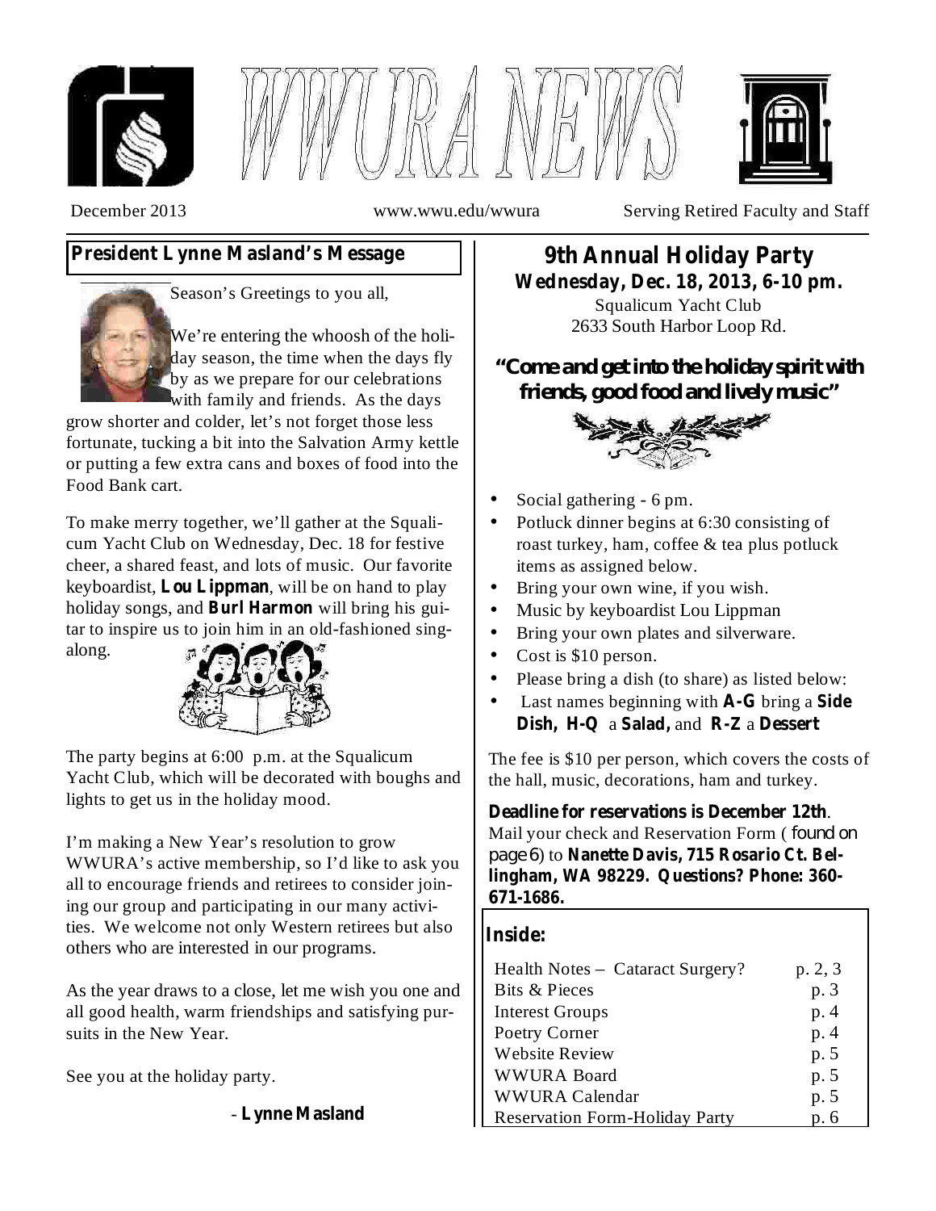# WWURA NEWS

December 2013 www.wwu.edu/wwura Serving Retired Faculty and Staff

## President Lynne Masland's Message

Season's Greetings to you all,

We're entering the whoosh of the holiday season, the time when the days fly by as we prepare for our celebrations with family and friends. As the days grow shorter and colder, let's not forget those less fortunate, tucking a bit into the Salvation Army kettle or putting a few extra cans and boxes of food into the Food Bank cart.

To make merry together, we'll gather at the Squalicum Yacht Club on Wednesday, Dec. 18 for festive cheer, a shared feast, and lots of music. Our favorite keyboardist, **Lou Lippman**, will be on hand to play holiday songs, and **Burl Harmon** will bring his guitar to inspire us to join him in an old-fashioned sing-along.

The party begins at 6:00 p.m. at the Squalicum Yacht Club, which will be decorated with boughs and lights to get us in the holiday mood.

I'm making a New Year's resolution to grow WWURA's active membership, so I'd like to ask you all to encourage friends and retirees to consider joining our group and participating in our many activities. We welcome not only Western retirees but also others who are interested in our programs.

As the year draws to a close, let me wish you one and all good health, warm friendships and satisfying pursuits in the New Year.

See you at the holiday party.

\- **Lynne Masland**

## 9th Annual Holiday Party

**Wednesday, Dec. 18, 2013, 6-10 pm.**

Squalicum Yacht Club
2633 South Harbor Loop Rd.

### "Come and get into the holiday spirit with friends, good food and lively music"

- Social gathering - 6 pm.
- Potluck dinner begins at 6:30 consisting of roast turkey, ham, coffee & tea plus potluck items as assigned below.
- Bring your own wine, if you wish.
- Music by keyboardist Lou Lippman
- Bring your own plates and silverware.
- Cost is $10 person.
- Please bring a dish (to share) as listed below:
- Last names beginning with **A-G** bring a **Side Dish, H-Q** a **Salad,** and **R-Z** a **Dessert**

The fee is $10 per person, which covers the costs of the hall, music, decorations, ham and turkey.

**Deadline for reservations is December 12th**. Mail your check and Reservation Form ( found on page 6) to **Nanette Davis, 715 Rosario Ct. Bellingham, WA 98229. Questions? Phone: 360-671-1686.**

### Inside:

| | |
|---|---|
| Health Notes – Cataract Surgery? | p. 2, 3 |
| Bits & Pieces | p. 3 |
| Interest Groups | p. 4 |
| Poetry Corner | p. 4 |
| Website Review | p. 5 |
| WWURA Board | p. 5 |
| WWURA Calendar | p. 5 |
| Reservation Form-Holiday Party | p. 6 |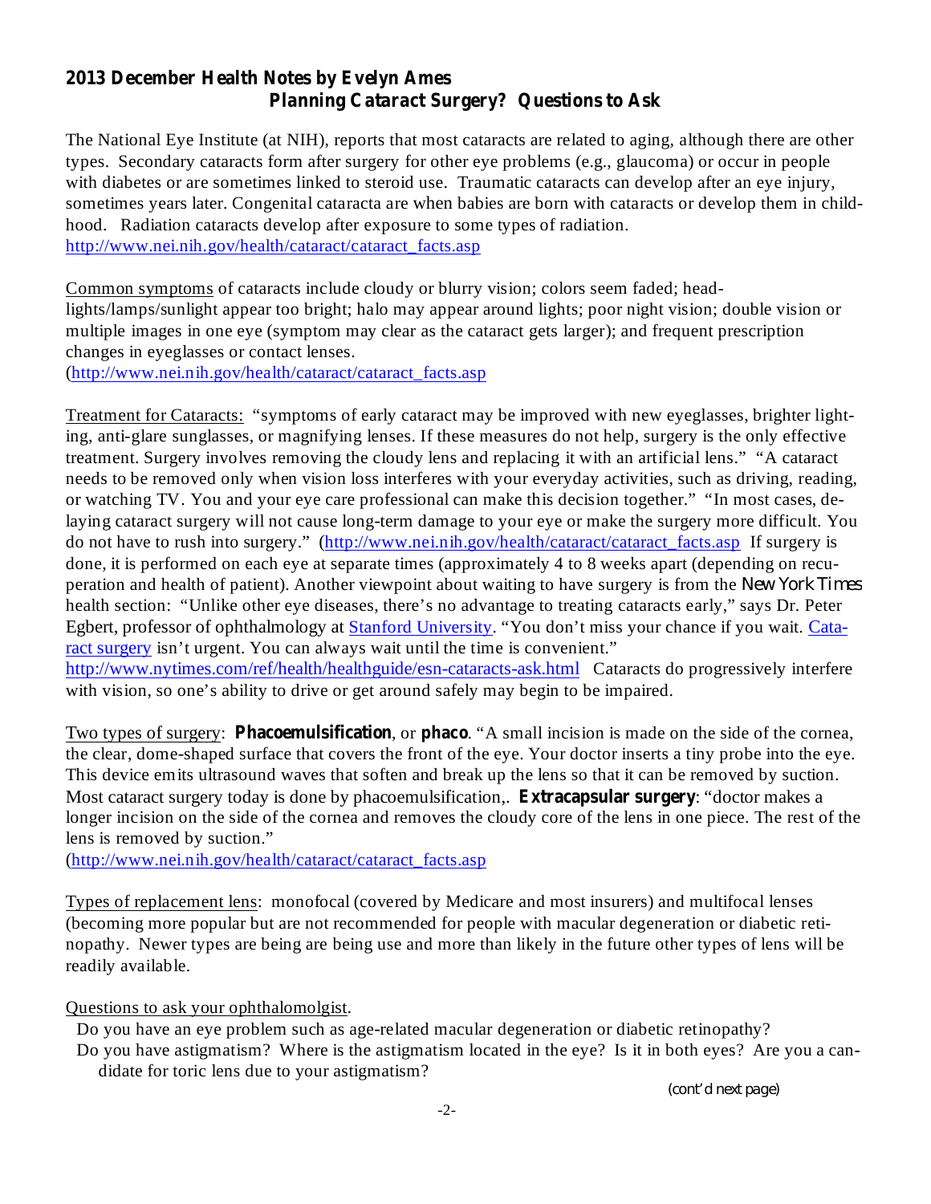## 2013 December Health Notes by Evelyn Ames

### Planning Cataract Surgery? Questions to Ask

The National Eye Institute (at NIH), reports that most cataracts are related to aging, although there are other types. Secondary cataracts form after surgery for other eye problems (e.g., glaucoma) or occur in people with diabetes or are sometimes linked to steroid use. Traumatic cataracts can develop after an eye injury, sometimes years later. Congenital cataracta are when babies are born with cataracts or develop them in childhood. Radiation cataracts develop after exposure to some types of radiation.
http://www.nei.nih.gov/health/cataract/cataract_facts.asp

Common symptoms of cataracts include cloudy or blurry vision; colors seem faded; headlights/lamps/sunlight appear too bright; halo may appear around lights; poor night vision; double vision or multiple images in one eye (symptom may clear as the cataract gets larger); and frequent prescription changes in eyeglasses or contact lenses.
(http://www.nei.nih.gov/health/cataract/cataract_facts.asp

Treatment for Cataracts: "symptoms of early cataract may be improved with new eyeglasses, brighter lighting, anti-glare sunglasses, or magnifying lenses. If these measures do not help, surgery is the only effective treatment. Surgery involves removing the cloudy lens and replacing it with an artificial lens." "A cataract needs to be removed only when vision loss interferes with your everyday activities, such as driving, reading, or watching TV. You and your eye care professional can make this decision together." "In most cases, delaying cataract surgery will not cause long-term damage to your eye or make the surgery more difficult. You do not have to rush into surgery." (http://www.nei.nih.gov/health/cataract/cataract_facts.asp If surgery is done, it is performed on each eye at separate times (approximately 4 to 8 weeks apart (depending on recuperation and health of patient). Another viewpoint about waiting to have surgery is from the *New York Times* health section: "Unlike other eye diseases, there's no advantage to treating cataracts early," says Dr. Peter Egbert, professor of ophthalmology at Stanford University. "You don't miss your chance if you wait. Cataract surgery isn't urgent. You can always wait until the time is convenient."
http://www.nytimes.com/ref/health/healthguide/esn-cataracts-ask.html Cataracts do progressively interfere with vision, so one's ability to drive or get around safely may begin to be impaired.

Two types of surgery: **Phacoemulsification**, or **phaco**. "A small incision is made on the side of the cornea, the clear, dome-shaped surface that covers the front of the eye. Your doctor inserts a tiny probe into the eye. This device emits ultrasound waves that soften and break up the lens so that it can be removed by suction. Most cataract surgery today is done by phacoemulsification,. **Extracapsular surgery**: "doctor makes a longer incision on the side of the cornea and removes the cloudy core of the lens in one piece. The rest of the lens is removed by suction."
(http://www.nei.nih.gov/health/cataract/cataract_facts.asp

Types of replacement lens: monofocal (covered by Medicare and most insurers) and multifocal lenses (becoming more popular but are not recommended for people with macular degeneration or diabetic retinopathy. Newer types are being are being use and more than likely in the future other types of lens will be readily available.

Questions to ask your ophthalomolgist.

Do you have an eye problem such as age-related macular degeneration or diabetic retinopathy?

Do you have astigmatism? Where is the astigmatism located in the eye? Is it in both eyes? Are you a candidate for toric lens due to your astigmatism?

*(cont'd next page)*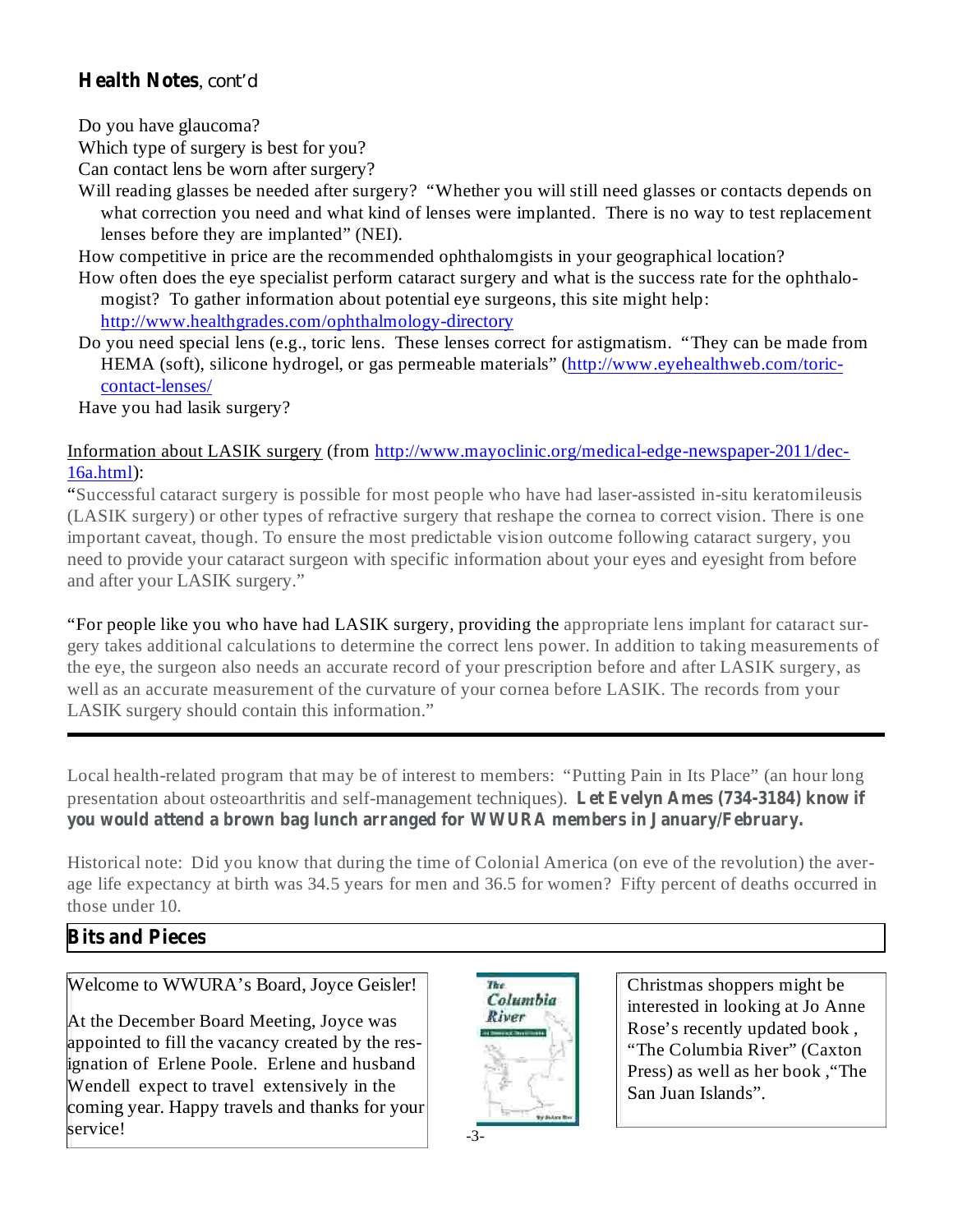**Health Notes**, cont'd

Do you have glaucoma?

Which type of surgery is best for you?

Can contact lens be worn after surgery?

Will reading glasses be needed after surgery? "Whether you will still need glasses or contacts depends on what correction you need and what kind of lenses were implanted. There is no way to test replacement lenses before they are implanted" (NEI).

How competitive in price are the recommended ophthalomgists in your geographical location?

How often does the eye specialist perform cataract surgery and what is the success rate for the ophthalomogist? To gather information about potential eye surgeons, this site might help: http://www.healthgrades.com/ophthalmology-directory

Do you need special lens (e.g., toric lens. These lenses correct for astigmatism. "They can be made from HEMA (soft), silicone hydrogel, or gas permeable materials" (http://www.eyehealthweb.com/toric-contact-lenses/

Have you had lasik surgery?

Information about LASIK surgery (from http://www.mayoclinic.org/medical-edge-newspaper-2011/dec-16a.html):

"Successful cataract surgery is possible for most people who have had laser-assisted in-situ keratomileusis (LASIK surgery) or other types of refractive surgery that reshape the cornea to correct vision. There is one important caveat, though. To ensure the most predictable vision outcome following cataract surgery, you need to provide your cataract surgeon with specific information about your eyes and eyesight from before and after your LASIK surgery."

"For people like you who have had LASIK surgery, providing the appropriate lens implant for cataract surgery takes additional calculations to determine the correct lens power. In addition to taking measurements of the eye, the surgeon also needs an accurate record of your prescription before and after LASIK surgery, as well as an accurate measurement of the curvature of your cornea before LASIK. The records from your LASIK surgery should contain this information."

---

Local health-related program that may be of interest to members: "Putting Pain in Its Place" (an hour long presentation about osteoarthritis and self-management techniques). **Let Evelyn Ames (734-3184) know if you would attend a brown bag lunch arranged for WWURA members in January/February.**

Historical note: Did you know that during the time of Colonial America (on eve of the revolution) the average life expectancy at birth was 34.5 years for men and 36.5 for women? Fifty percent of deaths occurred in those under 10.

## Bits and Pieces

Welcome to WWURA's Board, Joyce Geisler!

At the December Board Meeting, Joyce was appointed to fill the vacancy created by the resignation of Erlene Poole. Erlene and husband Wendell expect to travel extensively in the coming year. Happy travels and thanks for your service!

Christmas shoppers might be interested in looking at Jo Anne Rose's recently updated book , "The Columbia River" (Caxton Press) as well as her book ,"The San Juan Islands".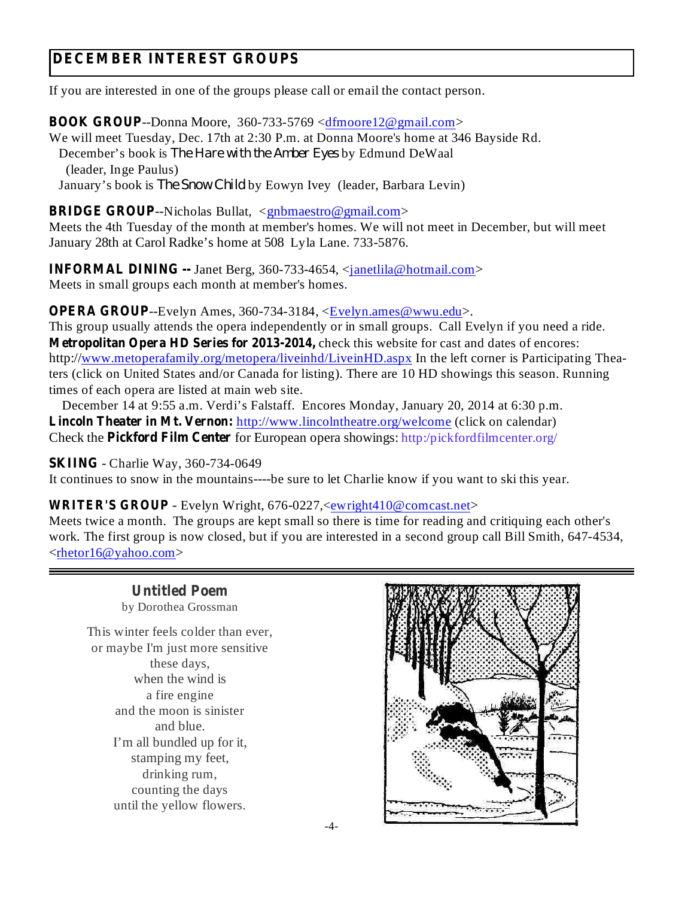## DECEMBER INTEREST GROUPS

If you are interested in one of the groups please call or email the contact person.

**BOOK GROUP**--Donna Moore, 360-733-5769 <dfmoore12@gmail.com>
We will meet Tuesday, Dec. 17th at 2:30 P.m. at Donna Moore's home at 346 Bayside Rd.
December's book is *The Hare with the Amber Eyes* by Edmund DeWaal (leader, Inge Paulus)
January's book is *The Snow Child* by Eowyn Ivey (leader, Barbara Levin)

**BRIDGE GROUP**--Nicholas Bullat, <gnbmaestro@gmail.com>
Meets the 4th Tuesday of the month at member's homes. We will not meet in December, but will meet January 28th at Carol Radke's home at 508 Lyla Lane. 733-5876.

**INFORMAL DINING --** Janet Berg, 360-733-4654, <janetlila@hotmail.com>
Meets in small groups each month at member's homes.

**OPERA GROUP**--Evelyn Ames, 360-734-3184, <Evelyn.ames@wwu.edu>.
This group usually attends the opera independently or in small groups. Call Evelyn if you need a ride.
**Metropolitan Opera HD Series for 2013-2014,** check this website for cast and dates of encores: http://www.metoperafamily.org/metopera/liveinhd/LiveinHD.aspx In the left corner is Participating Theaters (click on United States and/or Canada for listing). There are 10 HD showings this season. Running times of each opera are listed at main web site.
December 14 at 9:55 a.m. Verdi's Falstaff. Encores Monday, January 20, 2014 at 6:30 p.m.
**Lincoln Theater in Mt. Vernon:** http://www.lincolntheatre.org/welcome (click on calendar)
Check the **Pickford Film Center** for European opera showings: http:/pickfordfilmcenter.org/

**SKIING** - Charlie Way, 360-734-0649
It continues to snow in the mountains----be sure to let Charlie know if you want to ski this year.

**WRITER'S GROUP** - Evelyn Wright, 676-0227,<ewright410@comcast.net>
Meets twice a month. The groups are kept small so there is time for reading and critiquing each other's work. The first group is now closed, but if you are interested in a second group call Bill Smith, 647-4534, <rhetor16@yahoo.com>

---

### Untitled Poem
by Dorothea Grossman

This winter feels colder than ever,
or maybe I'm just more sensitive
these days,
when the wind is
a fire engine
and the moon is sinister
and blue.
I'm all bundled up for it,
stamping my feet,
drinking rum,
counting the days
until the yellow flowers.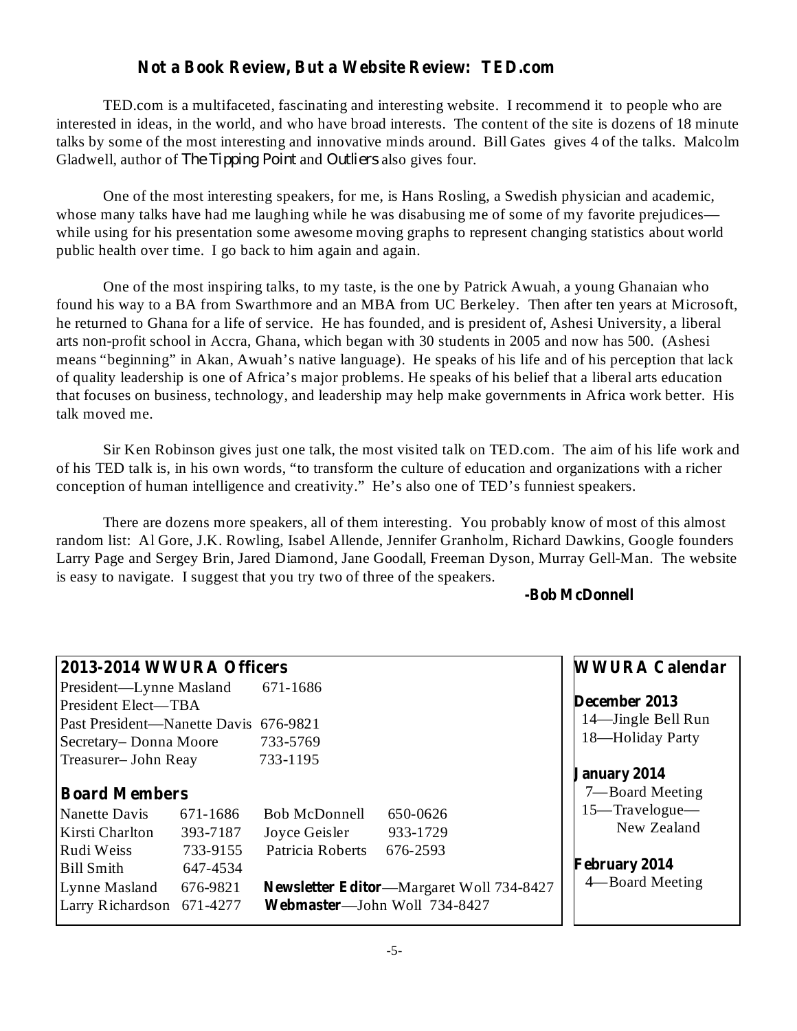## Not a Book Review, But a Website Review: TED.com

TED.com is a multifaceted, fascinating and interesting website. I recommend it to people who are interested in ideas, in the world, and who have broad interests. The content of the site is dozens of 18 minute talks by some of the most interesting and innovative minds around. Bill Gates gives 4 of the talks. Malcolm Gladwell, author of *The Tipping Point* and *Outliers* also gives four.

One of the most interesting speakers, for me, is Hans Rosling, a Swedish physician and academic, whose many talks have had me laughing while he was disabusing me of some of my favorite prejudices—while using for his presentation some awesome moving graphs to represent changing statistics about world public health over time. I go back to him again and again.

One of the most inspiring talks, to my taste, is the one by Patrick Awuah, a young Ghanaian who found his way to a BA from Swarthmore and an MBA from UC Berkeley. Then after ten years at Microsoft, he returned to Ghana for a life of service. He has founded, and is president of, Ashesi University, a liberal arts non-profit school in Accra, Ghana, which began with 30 students in 2005 and now has 500. (Ashesi means "beginning" in Akan, Awuah's native language). He speaks of his life and of his perception that lack of quality leadership is one of Africa's major problems. He speaks of his belief that a liberal arts education that focuses on business, technology, and leadership may help make governments in Africa work better. His talk moved me.

Sir Ken Robinson gives just one talk, the most visited talk on TED.com. The aim of his life work and of his TED talk is, in his own words, "to transform the culture of education and organizations with a richer conception of human intelligence and creativity." He's also one of TED's funniest speakers.

There are dozens more speakers, all of them interesting. You probably know of most of this almost random list: Al Gore, J.K. Rowling, Isabel Allende, Jennifer Granholm, Richard Dawkins, Google founders Larry Page and Sergey Brin, Jared Diamond, Jane Goodall, Freeman Dyson, Murray Gell-Man. The website is easy to navigate. I suggest that you try two of three of the speakers.

**-Bob McDonnell**

### 2013-2014 WWURA Officers

President—Lynne Masland 671-1686
President Elect—TBA
Past President—Nanette Davis 676-9821
Secretary– Donna Moore 733-5769
Treasurer– John Reay 733-1195

### Board Members

| | | | |
|---|---|---|---|
| Nanette Davis | 671-1686 | Bob McDonnell | 650-0626 |
| Kirsti Charlton | 393-7187 | Joyce Geisler | 933-1729 |
| Rudi Weiss | 733-9155 | Patricia Roberts | 676-2593 |
| Bill Smith | 647-4534 | | |
| Lynne Masland | 676-9821 | **Newsletter Editor**—Margaret Woll 734-8427 | |
| Larry Richardson | 671-4277 | **Webmaster**—John Woll 734-8427 | |

### WWURA Calendar

**December 2013**
14—Jingle Bell Run
18—Holiday Party

**January 2014**
7—Board Meeting
15—Travelogue—New Zealand

**February 2014**
4—Board Meeting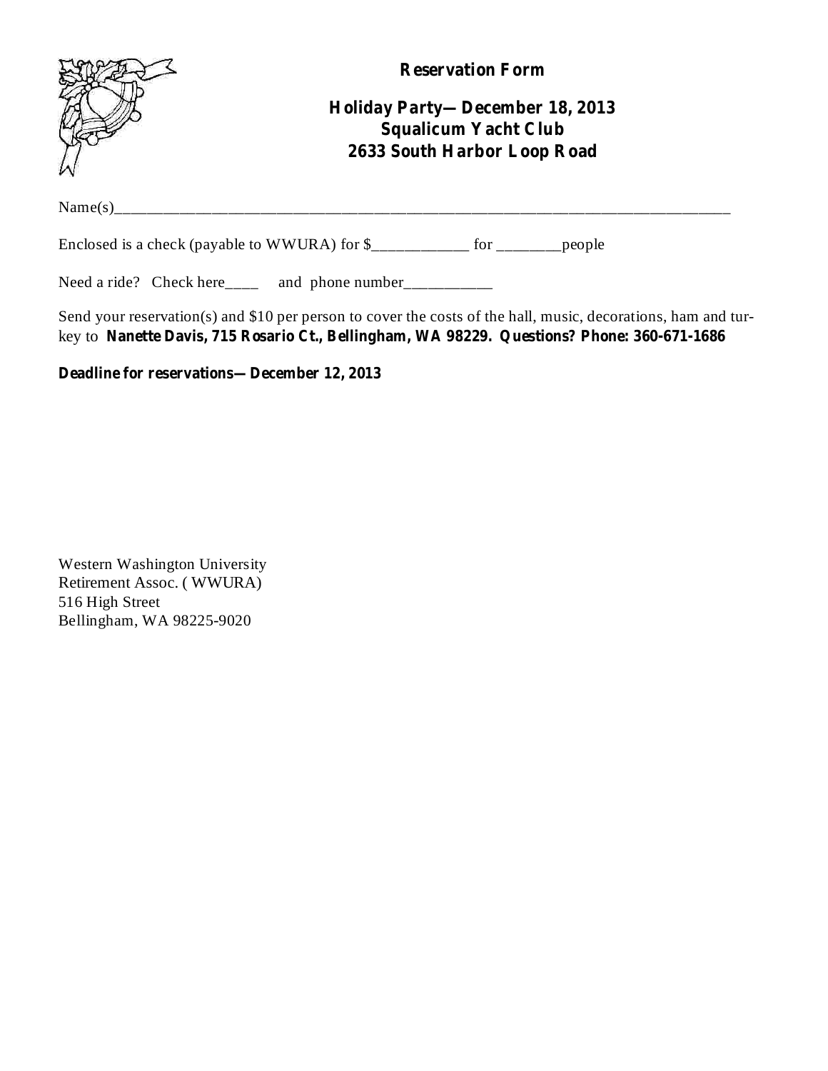## Reservation Form

## Holiday Party—December 18, 2013
## Squalicum Yacht Club
## 2633 South Harbor Loop Road

Name(s)________________________________________________________________________________

Enclosed is a check (payable to WWURA) for $____________ for ________people

Need a ride? Check here____ and phone number___________

Send your reservation(s) and $10 per person to cover the costs of the hall, music, decorations, ham and turkey to **Nanette Davis, 715 Rosario Ct., Bellingham, WA 98229. Questions? Phone: 360-671-1686**

**Deadline for reservations—December 12, 2013**

Western Washington University
Retirement Assoc. ( WWURA)
516 High Street
Bellingham, WA 98225-9020